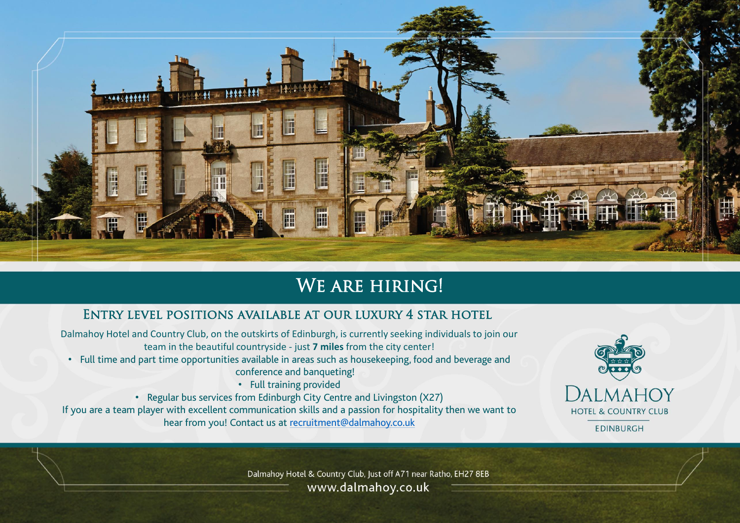# We are hiring!

## Entry level positions available at our luxury 4 star hotel

Dalmahoy Hotel and Country Club, on the outskirts of Edinburgh, is currently seeking individuals to join our team in the beautiful countryside - just **7 miles** from the city center!

- Full time and part time opportunities available in areas such as housekeeping, food and beverage and conference and banqueting!
- Full training provided
- Regular bus services from Edinburgh City Centre and Livingston (X27)

If you are a team player with excellent communication skills and a passion for hospitality then we want to hear from you! Contact us at recruitment@dalmahoy.co.uk

DALMAHOY
HOTEL & COUNTRY CLUB
EDINBURGH

Dalmahoy Hotel & Country Club, Just off A71 near Ratho, EH27 8EB
www.dalmahoy.co.uk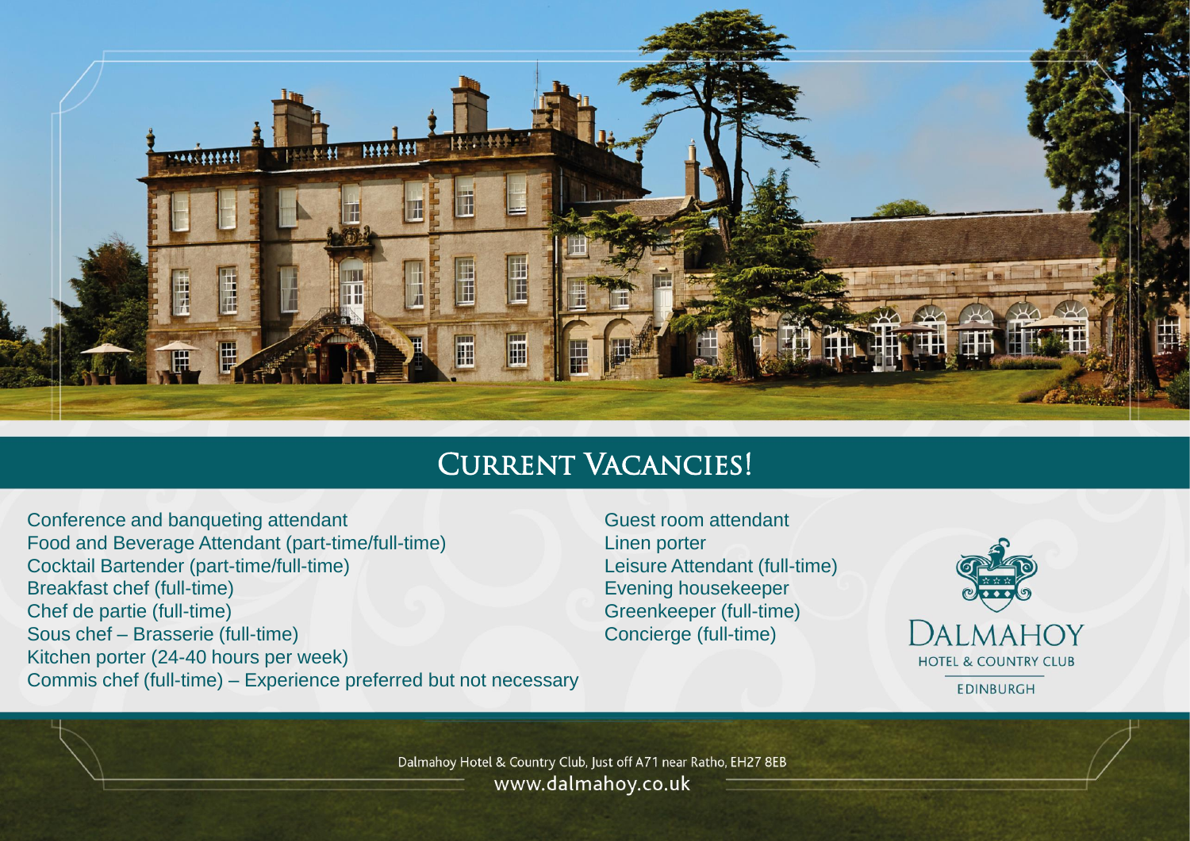# Current Vacancies!

- Conference and banqueting attendant
- Food and Beverage Attendant (part-time/full-time)
- Cocktail Bartender (part-time/full-time)
- Breakfast chef (full-time)
- Chef de partie (full-time)
- Sous chef – Brasserie (full-time)
- Kitchen porter (24-40 hours per week)
- Commis chef (full-time) – Experience preferred but not necessary
- Guest room attendant
- Linen porter
- Leisure Attendant (full-time)
- Evening housekeeper
- Greenkeeper (full-time)
- Concierge (full-time)

DALMAHOY
HOTEL & COUNTRY CLUB
EDINBURGH

Dalmahoy Hotel & Country Club, Just off A71 near Ratho, EH27 8EB
www.dalmahoy.co.uk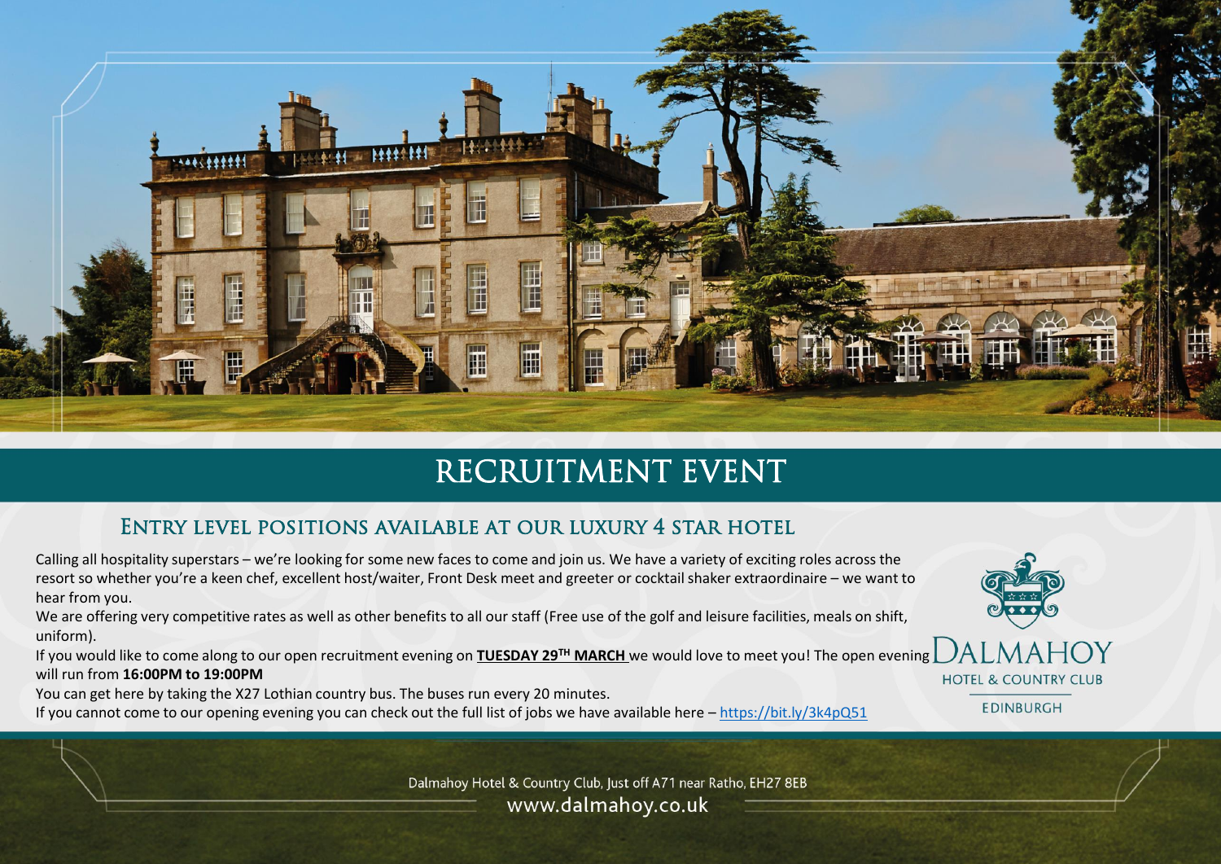# RECRUITMENT EVENT

## Entry level positions available at our luxury 4 star hotel

Calling all hospitality superstars – we're looking for some new faces to come and join us. We have a variety of exciting roles across the resort so whether you're a keen chef, excellent host/waiter, Front Desk meet and greeter or cocktail shaker extraordinaire – we want to hear from you.

We are offering very competitive rates as well as other benefits to all our staff (Free use of the golf and leisure facilities, meals on shift, uniform).

If you would like to come along to our open recruitment evening on **TUESDAY 29TH MARCH** we would love to meet you! The open evening will run from **16:00PM to 19:00PM**

You can get here by taking the X27 Lothian country bus. The buses run every 20 minutes.

If you cannot come to our opening evening you can check out the full list of jobs we have available here – https://bit.ly/3k4pQ51

DALMAHOY
HOTEL & COUNTRY CLUB
EDINBURGH

Dalmahoy Hotel & Country Club, Just off A71 near Ratho, EH27 8EB
www.dalmahoy.co.uk